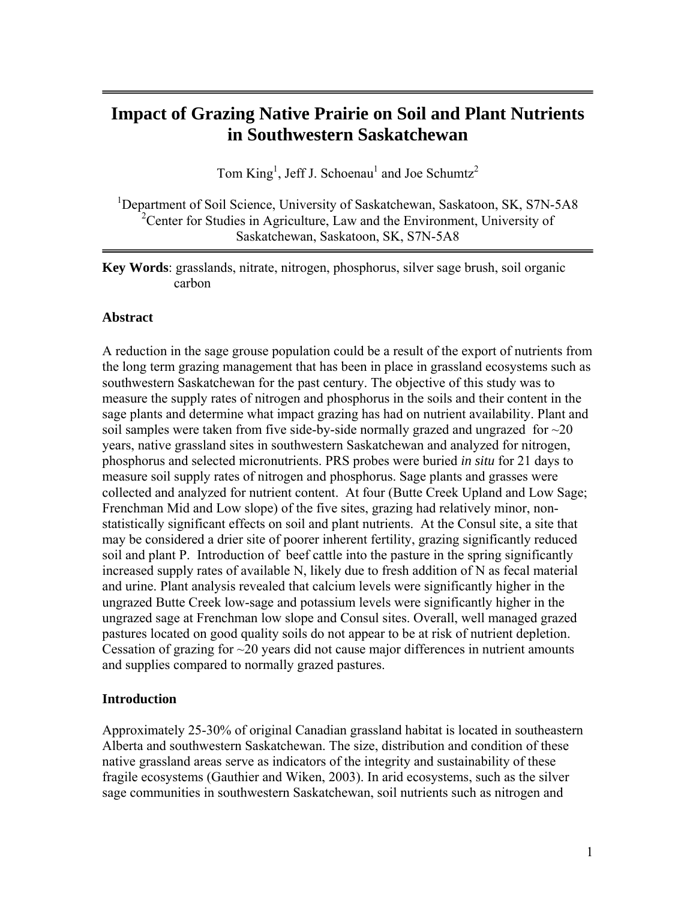# Impact of Grazing Native Prairie on Soil and Plant Nutrients in Southwestern Saskatchewan

Tom King[1], Jeff J. Schoenau[1] and Joe Schumtz[2]

[1]Department of Soil Science, University of Saskatchewan, Saskatoon, SK, S7N-5A8
[2]Center for Studies in Agriculture, Law and the Environment, University of Saskatchewan, Saskatoon, SK, S7N-5A8

**Key Words**: grasslands, nitrate, nitrogen, phosphorus, silver sage brush, soil organic carbon

## Abstract

A reduction in the sage grouse population could be a result of the export of nutrients from the long term grazing management that has been in place in grassland ecosystems such as southwestern Saskatchewan for the past century. The objective of this study was to measure the supply rates of nitrogen and phosphorus in the soils and their content in the sage plants and determine what impact grazing has had on nutrient availability. Plant and soil samples were taken from five side-by-side normally grazed and ungrazed for ~20 years, native grassland sites in southwestern Saskatchewan and analyzed for nitrogen, phosphorus and selected micronutrients. PRS probes were buried *in situ* for 21 days to measure soil supply rates of nitrogen and phosphorus. Sage plants and grasses were collected and analyzed for nutrient content. At four (Butte Creek Upland and Low Sage; Frenchman Mid and Low slope) of the five sites, grazing had relatively minor, non-statistically significant effects on soil and plant nutrients. At the Consul site, a site that may be considered a drier site of poorer inherent fertility, grazing significantly reduced soil and plant P. Introduction of beef cattle into the pasture in the spring significantly increased supply rates of available N, likely due to fresh addition of N as fecal material and urine. Plant analysis revealed that calcium levels were significantly higher in the ungrazed Butte Creek low-sage and potassium levels were significantly higher in the ungrazed sage at Frenchman low slope and Consul sites. Overall, well managed grazed pastures located on good quality soils do not appear to be at risk of nutrient depletion. Cessation of grazing for ~20 years did not cause major differences in nutrient amounts and supplies compared to normally grazed pastures.

## Introduction

Approximately 25-30% of original Canadian grassland habitat is located in southeastern Alberta and southwestern Saskatchewan. The size, distribution and condition of these native grassland areas serve as indicators of the integrity and sustainability of these fragile ecosystems (Gauthier and Wiken, 2003). In arid ecosystems, such as the silver sage communities in southwestern Saskatchewan, soil nutrients such as nitrogen and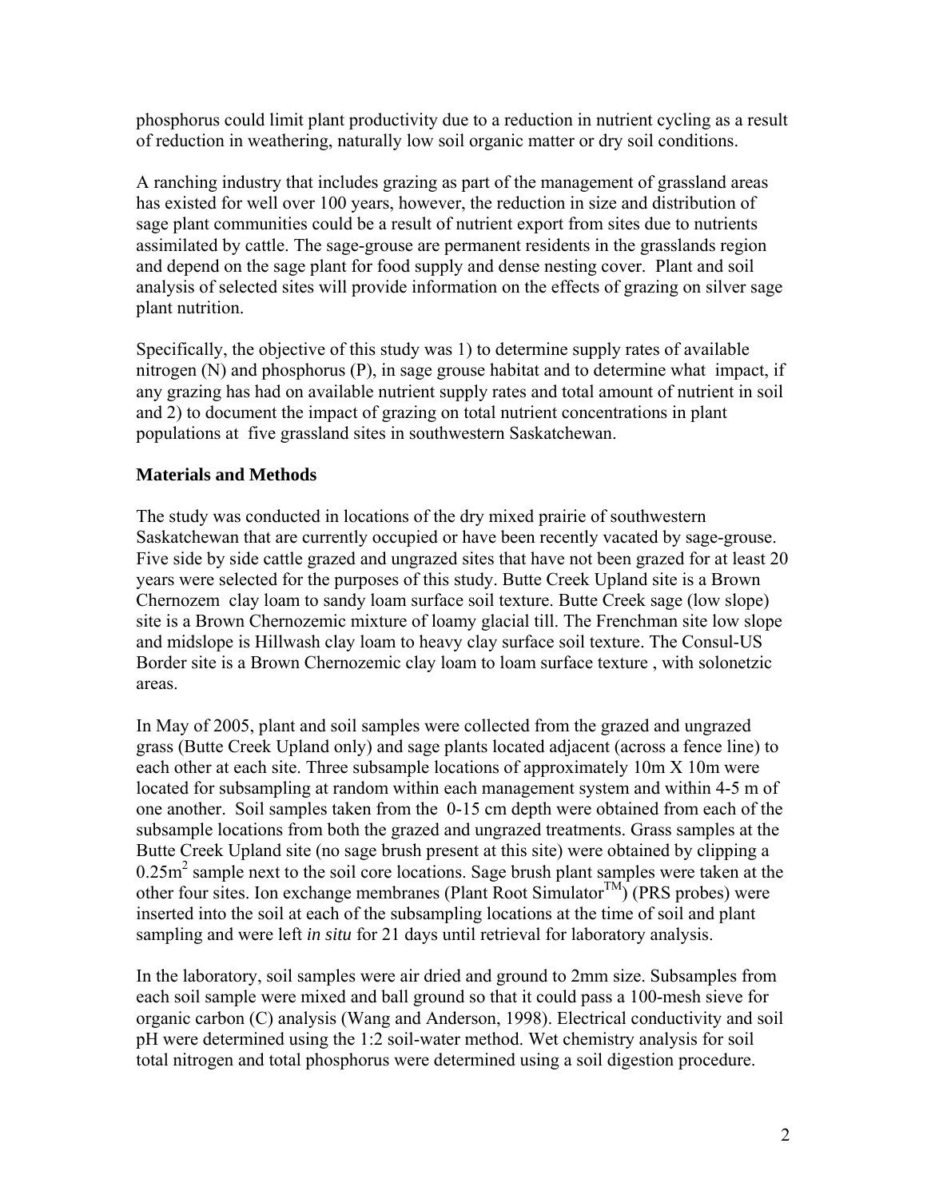phosphorus could limit plant productivity due to a reduction in nutrient cycling as a result of reduction in weathering, naturally low soil organic matter or dry soil conditions.

A ranching industry that includes grazing as part of the management of grassland areas has existed for well over 100 years, however, the reduction in size and distribution of sage plant communities could be a result of nutrient export from sites due to nutrients assimilated by cattle. The sage-grouse are permanent residents in the grasslands region and depend on the sage plant for food supply and dense nesting cover. Plant and soil analysis of selected sites will provide information on the effects of grazing on silver sage plant nutrition.

Specifically, the objective of this study was 1) to determine supply rates of available nitrogen (N) and phosphorus (P), in sage grouse habitat and to determine what impact, if any grazing has had on available nutrient supply rates and total amount of nutrient in soil and 2) to document the impact of grazing on total nutrient concentrations in plant populations at five grassland sites in southwestern Saskatchewan.

## Materials and Methods

The study was conducted in locations of the dry mixed prairie of southwestern Saskatchewan that are currently occupied or have been recently vacated by sage-grouse. Five side by side cattle grazed and ungrazed sites that have not been grazed for at least 20 years were selected for the purposes of this study. Butte Creek Upland site is a Brown Chernozem clay loam to sandy loam surface soil texture. Butte Creek sage (low slope) site is a Brown Chernozemic mixture of loamy glacial till. The Frenchman site low slope and midslope is Hillwash clay loam to heavy clay surface soil texture. The Consul-US Border site is a Brown Chernozemic clay loam to loam surface texture , with solonetzic areas.

In May of 2005, plant and soil samples were collected from the grazed and ungrazed grass (Butte Creek Upland only) and sage plants located adjacent (across a fence line) to each other at each site. Three subsample locations of approximately 10m X 10m were located for subsampling at random within each management system and within 4-5 m of one another. Soil samples taken from the 0-15 cm depth were obtained from each of the subsample locations from both the grazed and ungrazed treatments. Grass samples at the Butte Creek Upland site (no sage brush present at this site) were obtained by clipping a $0.25m^2$ sample next to the soil core locations. Sage brush plant samples were taken at the other four sites. Ion exchange membranes (Plant Root Simulator$^{TM}$) (PRS probes) were inserted into the soil at each of the subsampling locations at the time of soil and plant sampling and were left *in situ* for 21 days until retrieval for laboratory analysis.

In the laboratory, soil samples were air dried and ground to 2mm size. Subsamples from each soil sample were mixed and ball ground so that it could pass a 100-mesh sieve for organic carbon (C) analysis (Wang and Anderson, 1998). Electrical conductivity and soil pH were determined using the 1:2 soil-water method. Wet chemistry analysis for soil total nitrogen and total phosphorus were determined using a soil digestion procedure.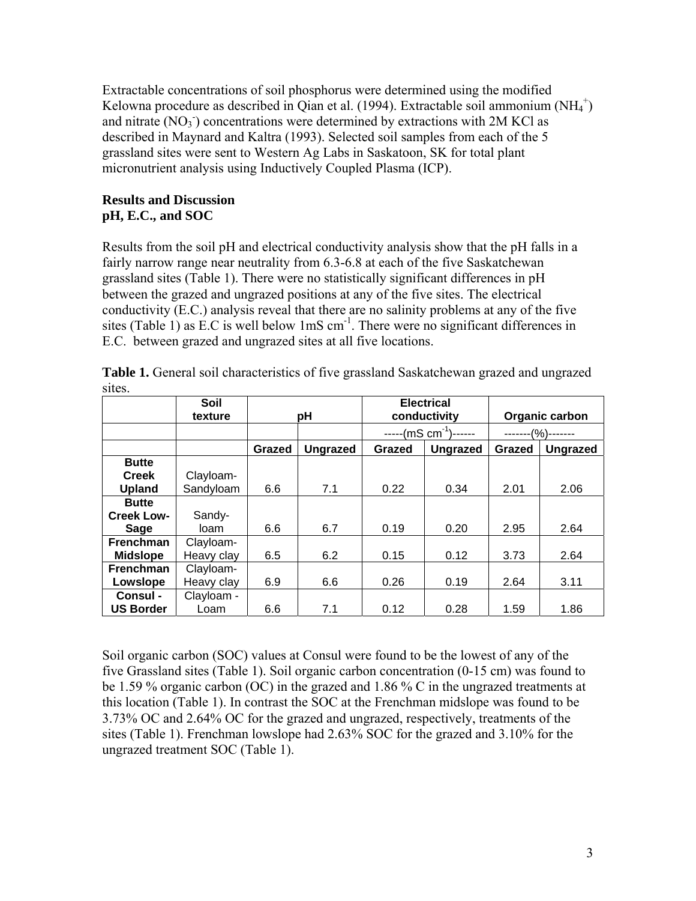Extractable concentrations of soil phosphorus were determined using the modified Kelowna procedure as described in Qian et al. (1994). Extractable soil ammonium ($NH_4^+$) and nitrate ($NO_3^-$) concentrations were determined by extractions with 2M KCl as described in Maynard and Kaltra (1993). Selected soil samples from each of the 5 grassland sites were sent to Western Ag Labs in Saskatoon, SK for total plant micronutrient analysis using Inductively Coupled Plasma (ICP).

## Results and Discussion

### pH, E.C., and SOC

Results from the soil pH and electrical conductivity analysis show that the pH falls in a fairly narrow range near neutrality from 6.3-6.8 at each of the five Saskatchewan grassland sites (Table 1). There were no statistically significant differences in pH between the grazed and ungrazed positions at any of the five sites. The electrical conductivity (E.C.) analysis reveal that there are no salinity problems at any of the five sites (Table 1) as E.C is well below 1mS $cm^{-1}$. There were no significant differences in E.C. between grazed and ungrazed sites at all five locations.

**Table 1.** General soil characteristics of five grassland Saskatchewan grazed and ungrazed sites.

| | Soil texture | pH | | Electrical conductivity | | Organic carbon | |
|---|---|---|---|---|---|---|---|
| | | | | -----(mS $cm^{-1}$)------ | | -------(%)------- | |
| | | **Grazed** | **Ungrazed** | **Grazed** | **Ungrazed** | **Grazed** | **Ungrazed** |
| **Butte Creek Upland** | Clayloam-Sandyloam | 6.6 | 7.1 | 0.22 | 0.34 | 2.01 | 2.06 |
| **Butte Creek Low-Sage** | Sandy-loam | 6.6 | 6.7 | 0.19 | 0.20 | 2.95 | 2.64 |
| **Frenchman Midslope** | Clayloam-Heavy clay | 6.5 | 6.2 | 0.15 | 0.12 | 3.73 | 2.64 |
| **Frenchman Lowslope** | Clayloam-Heavy clay | 6.9 | 6.6 | 0.26 | 0.19 | 2.64 | 3.11 |
| **Consul - US Border** | Clayloam - Loam | 6.6 | 7.1 | 0.12 | 0.28 | 1.59 | 1.86 |

Soil organic carbon (SOC) values at Consul were found to be the lowest of any of the five Grassland sites (Table 1). Soil organic carbon concentration (0-15 cm) was found to be 1.59 % organic carbon (OC) in the grazed and 1.86 % C in the ungrazed treatments at this location (Table 1). In contrast the SOC at the Frenchman midslope was found to be 3.73% OC and 2.64% OC for the grazed and ungrazed, respectively, treatments of the sites (Table 1). Frenchman lowslope had 2.63% SOC for the grazed and 3.10% for the ungrazed treatment SOC (Table 1).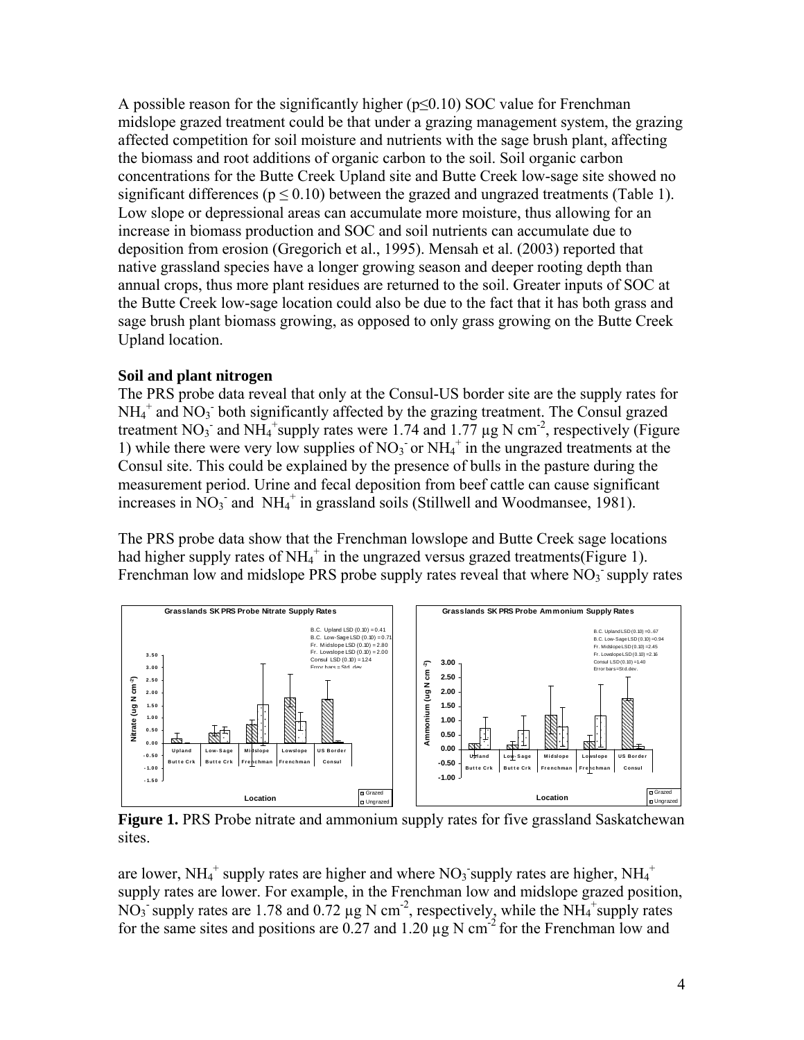A possible reason for the significantly higher ($p \leq 0.10$) SOC value for Frenchman midslope grazed treatment could be that under a grazing management system, the grazing affected competition for soil moisture and nutrients with the sage brush plant, affecting the biomass and root additions of organic carbon to the soil. Soil organic carbon concentrations for the Butte Creek Upland site and Butte Creek low-sage site showed no significant differences ($p \leq 0.10$) between the grazed and ungrazed treatments (Table 1). Low slope or depressional areas can accumulate more moisture, thus allowing for an increase in biomass production and SOC and soil nutrients can accumulate due to deposition from erosion (Gregorich et al., 1995). Mensah et al. (2003) reported that native grassland species have a longer growing season and deeper rooting depth than annual crops, thus more plant residues are returned to the soil. Greater inputs of SOC at the Butte Creek low-sage location could also be due to the fact that it has both grass and sage brush plant biomass growing, as opposed to only grass growing on the Butte Creek Upland location.

### Soil and plant nitrogen

The PRS probe data reveal that only at the Consul-US border site are the supply rates for $NH_4^+$ and $NO_3^-$ both significantly affected by the grazing treatment. The Consul grazed treatment $NO_3^-$ and $NH_4^+$ supply rates were 1.74 and 1.77 µg N cm$^{-2}$, respectively (Figure 1) while there were very low supplies of $NO_3^-$ or $NH_4^+$ in the ungrazed treatments at the Consul site. This could be explained by the presence of bulls in the pasture during the measurement period. Urine and fecal deposition from beef cattle can cause significant increases in $NO_3^-$ and $NH_4^+$ in grassland soils (Stillwell and Woodmansee, 1981).

The PRS probe data show that the Frenchman lowslope and Butte Creek sage locations had higher supply rates of $NH_4^+$ in the ungrazed versus grazed treatments(Figure 1). Frenchman low and midslope PRS probe supply rates reveal that where $NO_3^-$ supply rates

**Figure 1.** PRS Probe nitrate and ammonium supply rates for five grassland Saskatchewan sites.

are lower, $NH_4^+$ supply rates are higher and where $NO_3^-$ supply rates are higher, $NH_4^+$ supply rates are lower. For example, in the Frenchman low and midslope grazed position, $NO_3^-$ supply rates are 1.78 and 0.72 µg N cm$^{-2}$, respectively, while the $NH_4^+$ supply rates for the same sites and positions are 0.27 and 1.20 µg N cm$^{-2}$ for the Frenchman low and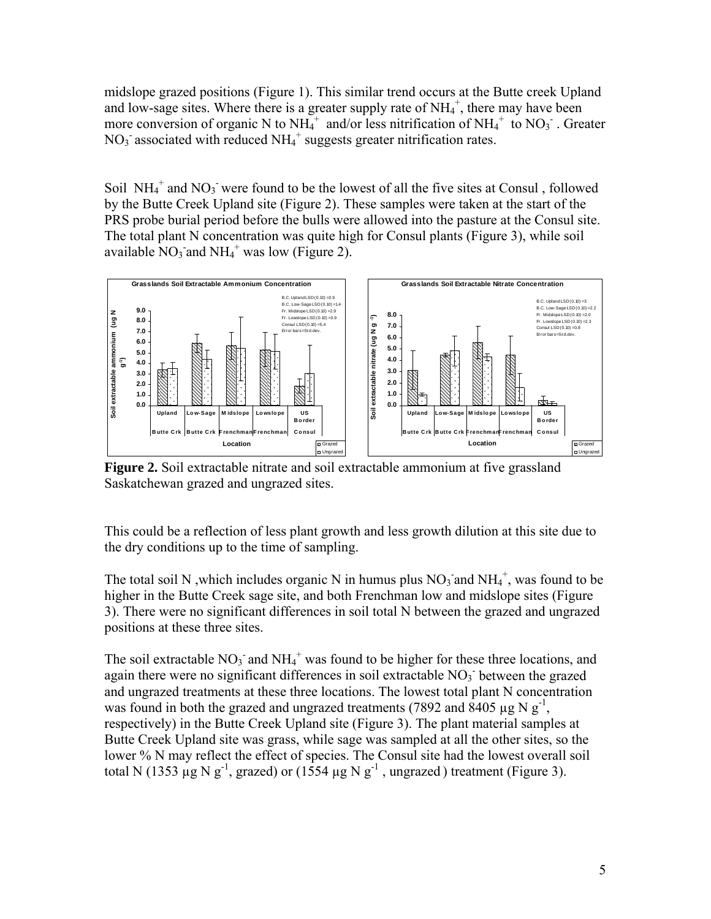midslope grazed positions (Figure 1). This similar trend occurs at the Butte creek Upland and low-sage sites. Where there is a greater supply rate of $NH_4^+$, there may have been more conversion of organic N to $NH_4^+$ and/or less nitrification of $NH_4^+$ to $NO_3^-$. Greater $NO_3^-$ associated with reduced $NH_4^+$ suggests greater nitrification rates.

Soil $NH_4^+$ and $NO_3^-$ were found to be the lowest of all the five sites at Consul , followed by the Butte Creek Upland site (Figure 2). These samples were taken at the start of the PRS probe burial period before the bulls were allowed into the pasture at the Consul site. The total plant N concentration was quite high for Consul plants (Figure 3), while soil available $NO_3^-$ and $NH_4^+$ was low (Figure 2).

**Figure 2.** Soil extractable nitrate and soil extractable ammonium at five grassland Saskatchewan grazed and ungrazed sites.

This could be a reflection of less plant growth and less growth dilution at this site due to the dry conditions up to the time of sampling.

The total soil N ,which includes organic N in humus plus $NO_3^-$ and $NH_4^+$, was found to be higher in the Butte Creek sage site, and both Frenchman low and midslope sites (Figure 3). There were no significant differences in soil total N between the grazed and ungrazed positions at these three sites.

The soil extractable $NO_3^-$ and $NH_4^+$ was found to be higher for these three locations, and again there were no significant differences in soil extractable $NO_3^-$ between the grazed and ungrazed treatments at these three locations. The lowest total plant N concentration was found in both the grazed and ungrazed treatments (7892 and 8405 μg N $g^{-1}$, respectively) in the Butte Creek Upland site (Figure 3). The plant material samples at Butte Creek Upland site was grass, while sage was sampled at all the other sites, so the lower % N may reflect the effect of species. The Consul site had the lowest overall soil total N (1353 μg N $g^{-1}$, grazed) or (1554 μg N $g^{-1}$ , ungrazed ) treatment (Figure 3).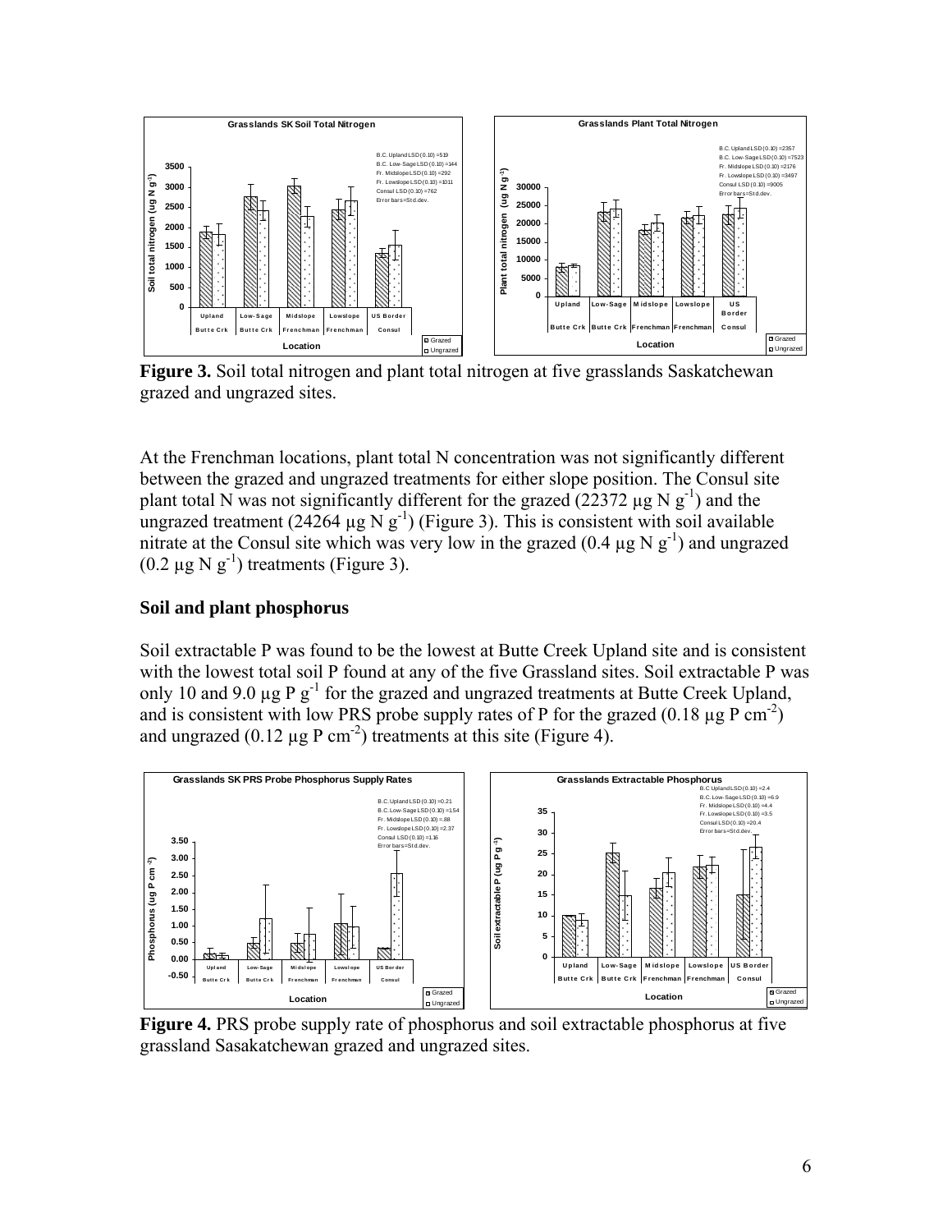**Figure 3.** Soil total nitrogen and plant total nitrogen at five grasslands Saskatchewan grazed and ungrazed sites.

At the Frenchman locations, plant total N concentration was not significantly different between the grazed and ungrazed treatments for either slope position. The Consul site plant total N was not significantly different for the grazed (22372 µg N $g^{-1}$) and the ungrazed treatment (24264 µg N $g^{-1}$) (Figure 3). This is consistent with soil available nitrate at the Consul site which was very low in the grazed (0.4 µg N $g^{-1}$) and ungrazed (0.2 µg N $g^{-1}$) treatments (Figure 3).

### Soil and plant phosphorus

Soil extractable P was found to be the lowest at Butte Creek Upland site and is consistent with the lowest total soil P found at any of the five Grassland sites. Soil extractable P was only 10 and 9.0 µg P $g^{-1}$ for the grazed and ungrazed treatments at Butte Creek Upland, and is consistent with low PRS probe supply rates of P for the grazed (0.18 µg P $cm^{-2}$) and ungrazed (0.12 µg P $cm^{-2}$) treatments at this site (Figure 4).

**Figure 4.** PRS probe supply rate of phosphorus and soil extractable phosphorus at five grassland Sasakatchewan grazed and ungrazed sites.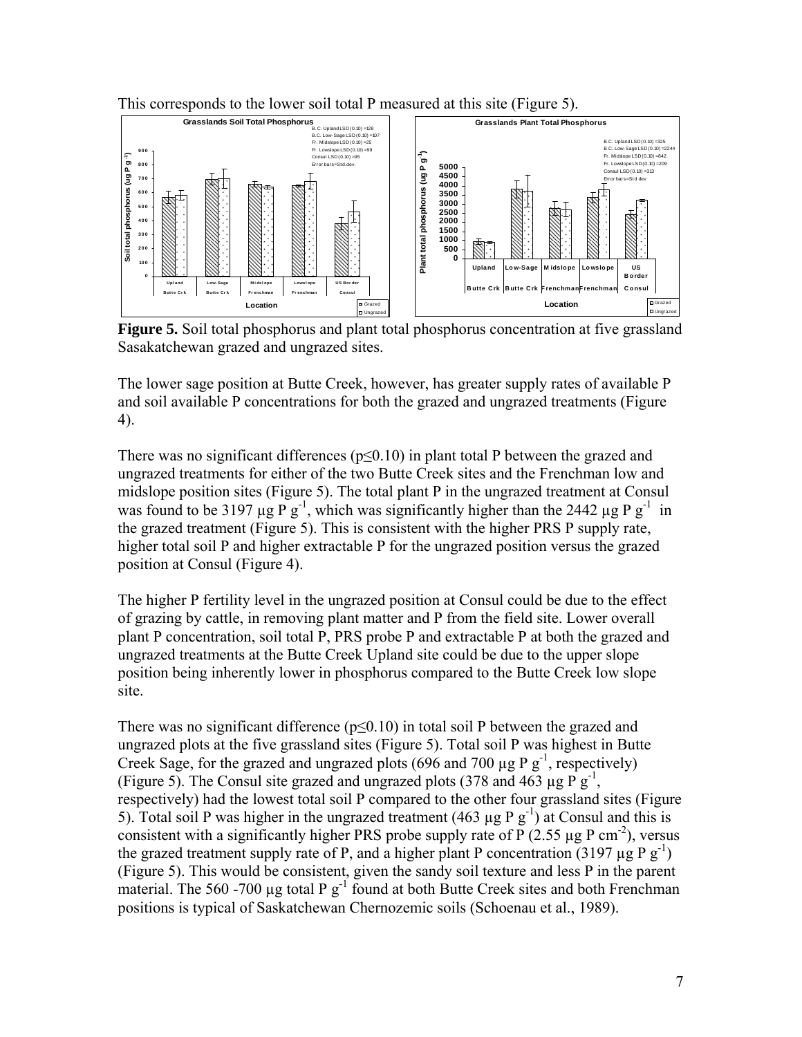This corresponds to the lower soil total P measured at this site (Figure 5).

**Figure 5.** Soil total phosphorus and plant total phosphorus concentration at five grassland Sasakatchewan grazed and ungrazed sites.

The lower sage position at Butte Creek, however, has greater supply rates of available P and soil available P concentrations for both the grazed and ungrazed treatments (Figure 4).

There was no significant differences ($p \leq 0.10$) in plant total P between the grazed and ungrazed treatments for either of the two Butte Creek sites and the Frenchman low and midslope position sites (Figure 5). The total plant P in the ungrazed treatment at Consul was found to be 3197 µg P $g^{-1}$, which was significantly higher than the 2442 µg P $g^{-1}$ in the grazed treatment (Figure 5). This is consistent with the higher PRS P supply rate, higher total soil P and higher extractable P for the ungrazed position versus the grazed position at Consul (Figure 4).

The higher P fertility level in the ungrazed position at Consul could be due to the effect of grazing by cattle, in removing plant matter and P from the field site. Lower overall plant P concentration, soil total P, PRS probe P and extractable P at both the grazed and ungrazed treatments at the Butte Creek Upland site could be due to the upper slope position being inherently lower in phosphorus compared to the Butte Creek low slope site.

There was no significant difference ($p \leq 0.10$) in total soil P between the grazed and ungrazed plots at the five grassland sites (Figure 5). Total soil P was highest in Butte Creek Sage, for the grazed and ungrazed plots (696 and 700 µg P $g^{-1}$, respectively) (Figure 5). The Consul site grazed and ungrazed plots (378 and 463 µg P $g^{-1}$, respectively) had the lowest total soil P compared to the other four grassland sites (Figure 5). Total soil P was higher in the ungrazed treatment (463 µg P $g^{-1}$) at Consul and this is consistent with a significantly higher PRS probe supply rate of P (2.55 µg P $cm^{-2}$), versus the grazed treatment supply rate of P, and a higher plant P concentration (3197 µg P $g^{-1}$) (Figure 5). This would be consistent, given the sandy soil texture and less P in the parent material. The 560 -700 µg total P $g^{-1}$ found at both Butte Creek sites and both Frenchman positions is typical of Saskatchewan Chernozemic soils (Schoenau et al., 1989).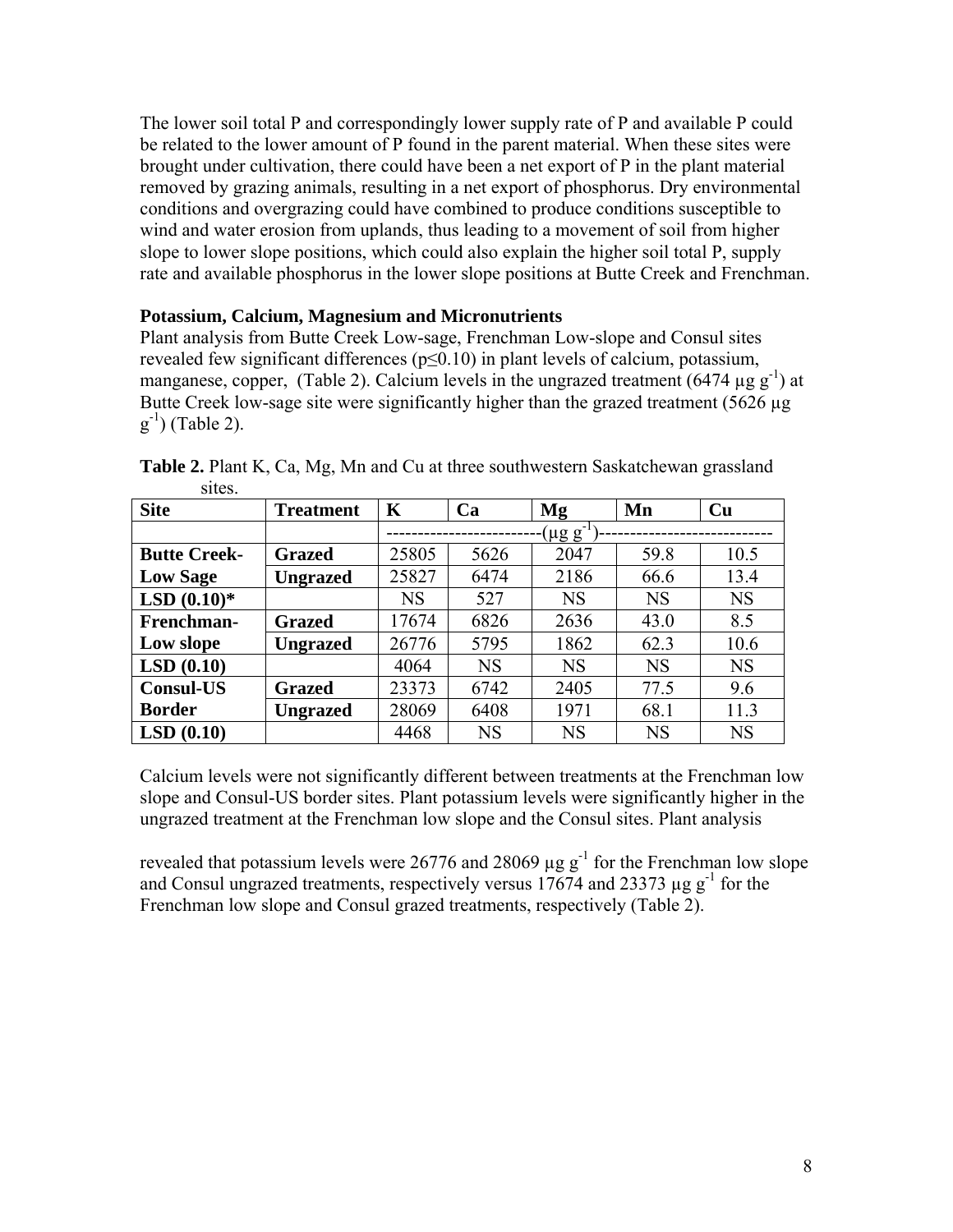The lower soil total P and correspondingly lower supply rate of P and available P could be related to the lower amount of P found in the parent material. When these sites were brought under cultivation, there could have been a net export of P in the plant material removed by grazing animals, resulting in a net export of phosphorus. Dry environmental conditions and overgrazing could have combined to produce conditions susceptible to wind and water erosion from uplands, thus leading to a movement of soil from higher slope to lower slope positions, which could also explain the higher soil total P, supply rate and available phosphorus in the lower slope positions at Butte Creek and Frenchman.

### Potassium, Calcium, Magnesium and Micronutrients

Plant analysis from Butte Creek Low-sage, Frenchman Low-slope and Consul sites revealed few significant differences ($p \leq 0.10$) in plant levels of calcium, potassium, manganese, copper, (Table 2). Calcium levels in the ungrazed treatment (6474 $\mu g\ g^{-1}$) at Butte Creek low-sage site were significantly higher than the grazed treatment (5626 $\mu g\ g^{-1}$) (Table 2).

**Table 2.** Plant K, Ca, Mg, Mn and Cu at three southwestern Saskatchewan grassland sites.

| Site | Treatment | K | Ca | Mg | Mn | Cu |
|---|---|---|---|---|---|---|
| | | ($\mu g\ g^{-1}$) | | | | |
| **Butte Creek-** | **Grazed** | 25805 | 5626 | 2047 | 59.8 | 10.5 |
| **Low Sage** | **Ungrazed** | 25827 | 6474 | 2186 | 66.6 | 13.4 |
| **LSD (0.10)*** | | NS | 527 | NS | NS | NS |
| **Frenchman-** | **Grazed** | 17674 | 6826 | 2636 | 43.0 | 8.5 |
| **Low slope** | **Ungrazed** | 26776 | 5795 | 1862 | 62.3 | 10.6 |
| **LSD (0.10)** | | 4064 | NS | NS | NS | NS |
| **Consul-US** | **Grazed** | 23373 | 6742 | 2405 | 77.5 | 9.6 |
| **Border** | **Ungrazed** | 28069 | 6408 | 1971 | 68.1 | 11.3 |
| **LSD (0.10)** | | 4468 | NS | NS | NS | NS |

Calcium levels were not significantly different between treatments at the Frenchman low slope and Consul-US border sites. Plant potassium levels were significantly higher in the ungrazed treatment at the Frenchman low slope and the Consul sites. Plant analysis revealed that potassium levels were 26776 and 28069 $\mu g\ g^{-1}$ for the Frenchman low slope and Consul ungrazed treatments, respectively versus 17674 and 23373 $\mu g\ g^{-1}$ for the Frenchman low slope and Consul grazed treatments, respectively (Table 2).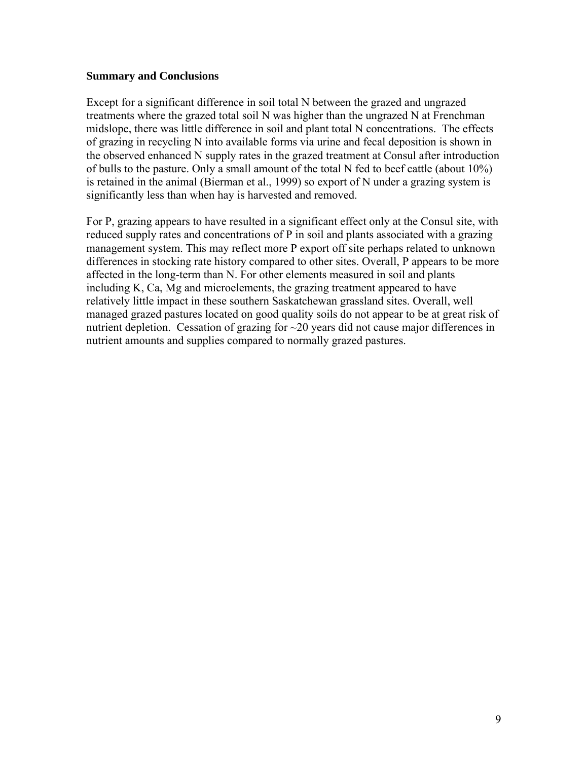## Summary and Conclusions

Except for a significant difference in soil total N between the grazed and ungrazed treatments where the grazed total soil N was higher than the ungrazed N at Frenchman midslope, there was little difference in soil and plant total N concentrations. The effects of grazing in recycling N into available forms via urine and fecal deposition is shown in the observed enhanced N supply rates in the grazed treatment at Consul after introduction of bulls to the pasture. Only a small amount of the total N fed to beef cattle (about 10%) is retained in the animal (Bierman et al., 1999) so export of N under a grazing system is significantly less than when hay is harvested and removed.

For P, grazing appears to have resulted in a significant effect only at the Consul site, with reduced supply rates and concentrations of P in soil and plants associated with a grazing management system. This may reflect more P export off site perhaps related to unknown differences in stocking rate history compared to other sites. Overall, P appears to be more affected in the long-term than N. For other elements measured in soil and plants including K, Ca, Mg and microelements, the grazing treatment appeared to have relatively little impact in these southern Saskatchewan grassland sites. Overall, well managed grazed pastures located on good quality soils do not appear to be at great risk of nutrient depletion. Cessation of grazing for ~20 years did not cause major differences in nutrient amounts and supplies compared to normally grazed pastures.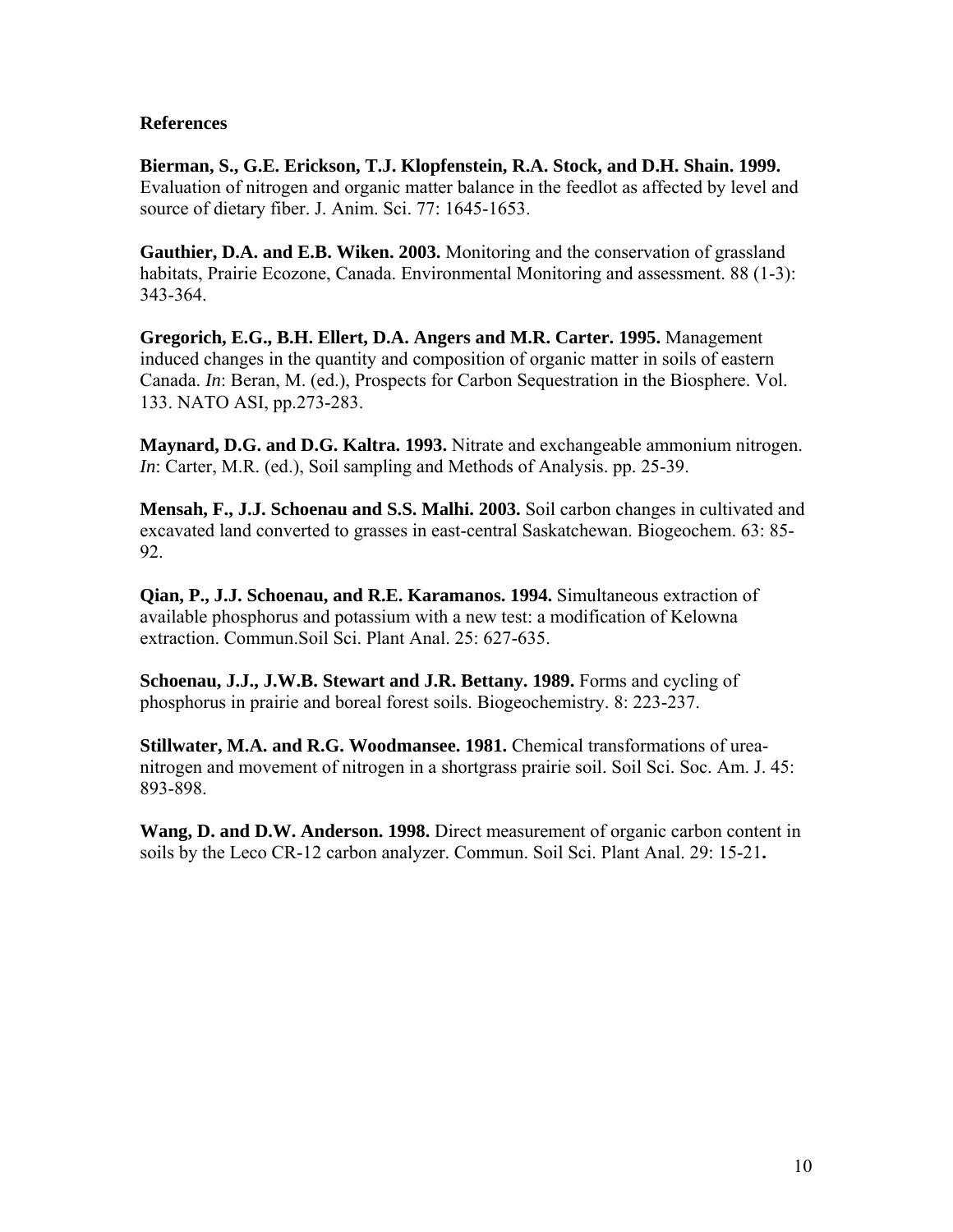**References**

**Bierman, S., G.E. Erickson, T.J. Klopfenstein, R.A. Stock, and D.H. Shain. 1999.** Evaluation of nitrogen and organic matter balance in the feedlot as affected by level and source of dietary fiber. J. Anim. Sci. 77: 1645-1653.

**Gauthier, D.A. and E.B. Wiken. 2003.** Monitoring and the conservation of grassland habitats, Prairie Ecozone, Canada. Environmental Monitoring and assessment. 88 (1-3): 343-364.

**Gregorich, E.G., B.H. Ellert, D.A. Angers and M.R. Carter. 1995.** Management induced changes in the quantity and composition of organic matter in soils of eastern Canada. *In*: Beran, M. (ed.), Prospects for Carbon Sequestration in the Biosphere. Vol. 133. NATO ASI, pp.273-283.

**Maynard, D.G. and D.G. Kaltra. 1993.** Nitrate and exchangeable ammonium nitrogen. *In*: Carter, M.R. (ed.), Soil sampling and Methods of Analysis. pp. 25-39.

**Mensah, F., J.J. Schoenau and S.S. Malhi. 2003.** Soil carbon changes in cultivated and excavated land converted to grasses in east-central Saskatchewan. Biogeochem. 63: 85-92.

**Qian, P., J.J. Schoenau, and R.E. Karamanos. 1994.** Simultaneous extraction of available phosphorus and potassium with a new test: a modification of Kelowna extraction. Commun.Soil Sci. Plant Anal. 25: 627-635.

**Schoenau, J.J., J.W.B. Stewart and J.R. Bettany. 1989.** Forms and cycling of phosphorus in prairie and boreal forest soils. Biogeochemistry. 8: 223-237.

**Stillwater, M.A. and R.G. Woodmansee. 1981.** Chemical transformations of urea-nitrogen and movement of nitrogen in a shortgrass prairie soil. Soil Sci. Soc. Am. J. 45: 893-898.

**Wang, D. and D.W. Anderson. 1998.** Direct measurement of organic carbon content in soils by the Leco CR-12 carbon analyzer. Commun. Soil Sci. Plant Anal. 29: 15-21**.**